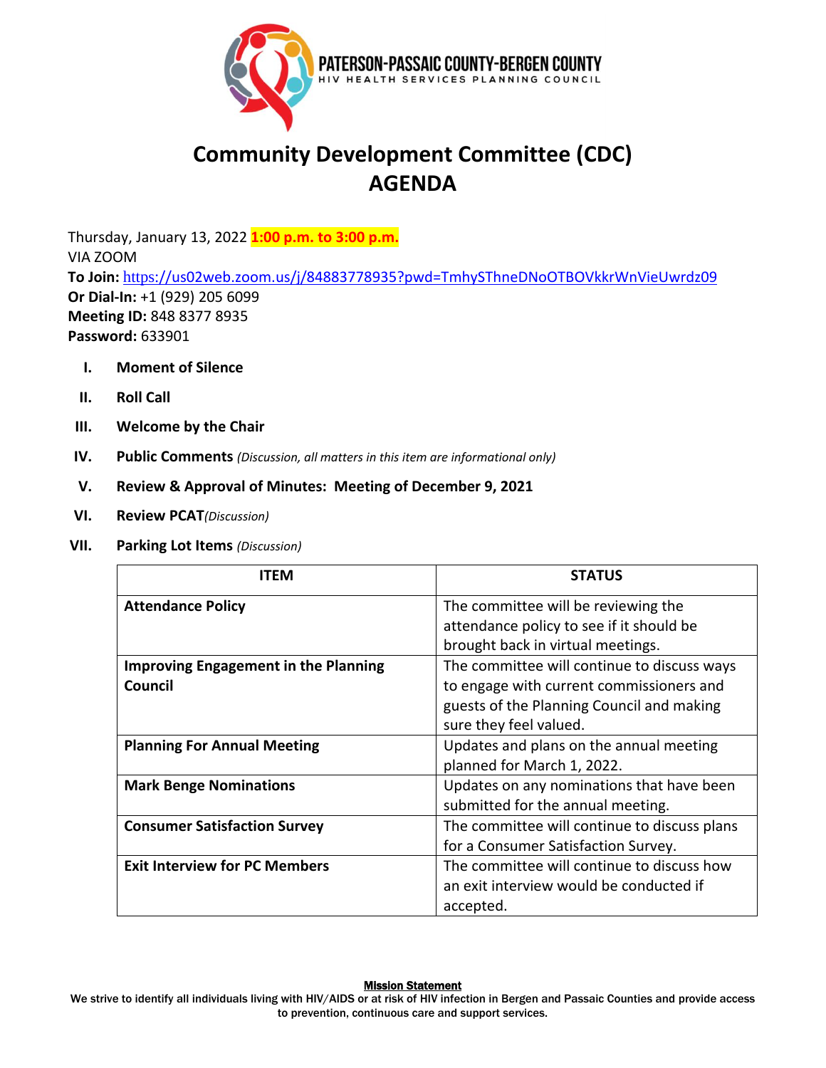**PATERSON-PASSAIC COUNTY-BERGEN COUNTY**
HIV HEALTH SERVICES PLANNING COUNCIL

# Community Development Committee (CDC)
# AGENDA

Thursday, January 13, 2022 **1:00 p.m. to 3:00 p.m.**
VIA ZOOM
**To Join:** https://us02web.zoom.us/j/84883778935?pwd=TmhySThneDNoOTBOVkkrWnVieUwrdz09
**Or Dial-In:** +1 (929) 205 6099
**Meeting ID:** 848 8377 8935
**Password:** 633901

I. **Moment of Silence**

II. **Roll Call**

III. **Welcome by the Chair**

IV. **Public Comments** *(Discussion, all matters in this item are informational only)*

V. **Review & Approval of Minutes: Meeting of December 9, 2021**

VI. **Review PCAT** *(Discussion)*

VII. **Parking Lot Items** *(Discussion)*

| ITEM | STATUS |
|---|---|
| **Attendance Policy** | The committee will be reviewing the attendance policy to see if it should be brought back in virtual meetings. |
| **Improving Engagement in the Planning Council** | The committee will continue to discuss ways to engage with current commissioners and guests of the Planning Council and making sure they feel valued. |
| **Planning For Annual Meeting** | Updates and plans on the annual meeting planned for March 1, 2022. |
| **Mark Benge Nominations** | Updates on any nominations that have been submitted for the annual meeting. |
| **Consumer Satisfaction Survey** | The committee will continue to discuss plans for a Consumer Satisfaction Survey. |
| **Exit Interview for PC Members** | The committee will continue to discuss how an exit interview would be conducted if accepted. |

**Mission Statement**
We strive to identify all individuals living with HIV/AIDS or at risk of HIV infection in Bergen and Passaic Counties and provide access to prevention, continuous care and support services.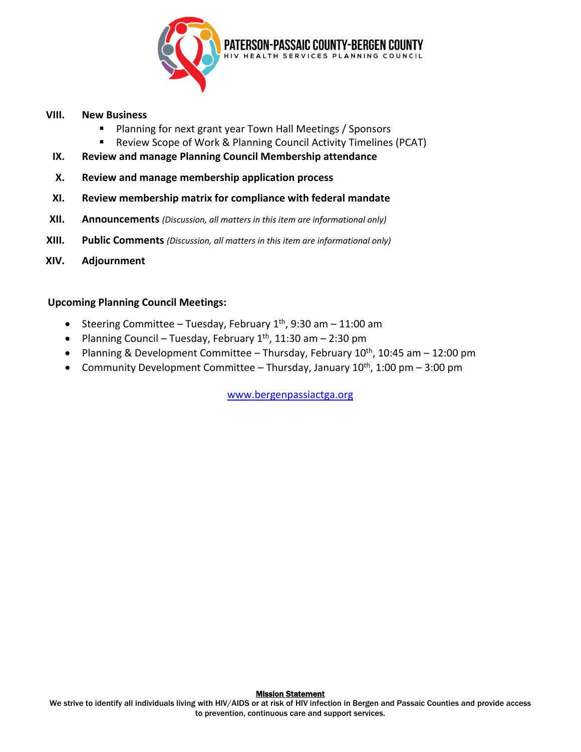**PATERSON-PASSAIC COUNTY-BERGEN COUNTY**
HIV HEALTH SERVICES PLANNING COUNCIL

**VIII. New Business**
- Planning for next grant year Town Hall Meetings / Sponsors
- Review Scope of Work & Planning Council Activity Timelines (PCAT)

**IX. Review and manage Planning Council Membership attendance**

**X. Review and manage membership application process**

**XI. Review membership matrix for compliance with federal mandate**

**XII. Announcements** *(Discussion, all matters in this item are informational only)*

**XIII. Public Comments** *(Discussion, all matters in this item are informational only)*

**XIV. Adjournment**

**Upcoming Planning Council Meetings:**

- Steering Committee – Tuesday, February 1th, 9:30 am – 11:00 am
- Planning Council – Tuesday, February 1th, 11:30 am – 2:30 pm
- Planning & Development Committee – Thursday, February 10th, 10:45 am – 12:00 pm
- Community Development Committee – Thursday, January 10th, 1:00 pm – 3:00 pm

www.bergenpassiactga.org

**Mission Statement**
We strive to identify all individuals living with HIV/AIDS or at risk of HIV infection in Bergen and Passaic Counties and provide access to prevention, continuous care and support services.